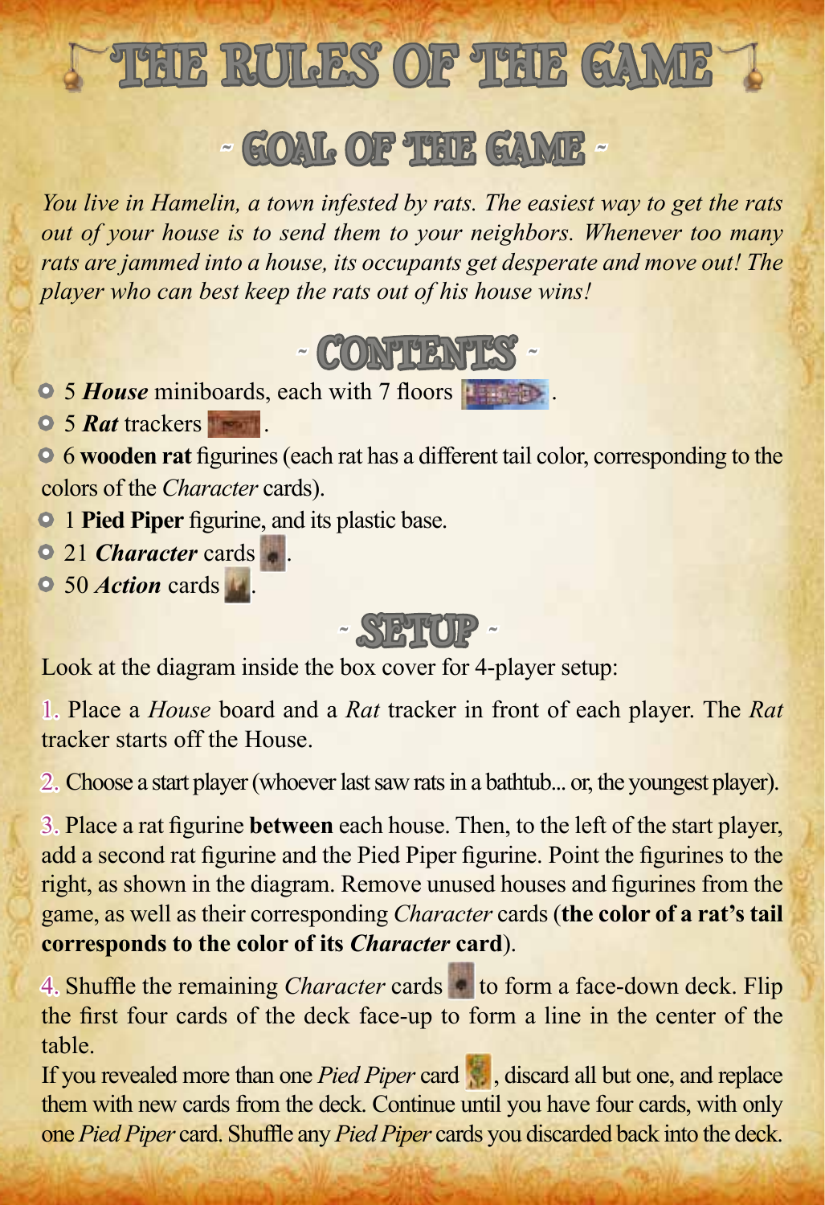# THE RULES OF THE GAME

## ~ GOAL OF THE GAME ~

*You live in Hamelin, a town infested by rats. The easiest way to get the rats out of your house is to send them to your neighbors. Whenever too many rats are jammed into a house, its occupants get desperate and move out! The player who can best keep the rats out of his house wins!*

## ~ CONTENTS ~

- 5 ***House*** miniboards, each with 7 floors.
- 5 ***Rat*** trackers.
- 6 **wooden rat** figurines (each rat has a different tail color, corresponding to the colors of the *Character* cards).
- 1 **Pied Piper** figurine, and its plastic base.
- 21 ***Character*** cards.
- 50 ***Action*** cards.

## ~ SETUP ~

Look at the diagram inside the box cover for 4-player setup:

1. Place a *House* board and a *Rat* tracker in front of each player. The *Rat* tracker starts off the House.

2. Choose a start player (whoever last saw rats in a bathtub... or, the youngest player).

3. Place a rat figurine **between** each house. Then, to the left of the start player, add a second rat figurine and the Pied Piper figurine. Point the figurines to the right, as shown in the diagram. Remove unused houses and figurines from the game, as well as their corresponding *Character* cards (**the color of a rat's tail corresponds to the color of its *Character* card**).

4. Shuffle the remaining *Character* cards to form a face-down deck. Flip the first four cards of the deck face-up to form a line in the center of the table.
If you revealed more than one *Pied Piper* card, discard all but one, and replace them with new cards from the deck. Continue until you have four cards, with only one *Pied Piper* card. Shuffle any *Pied Piper* cards you discarded back into the deck.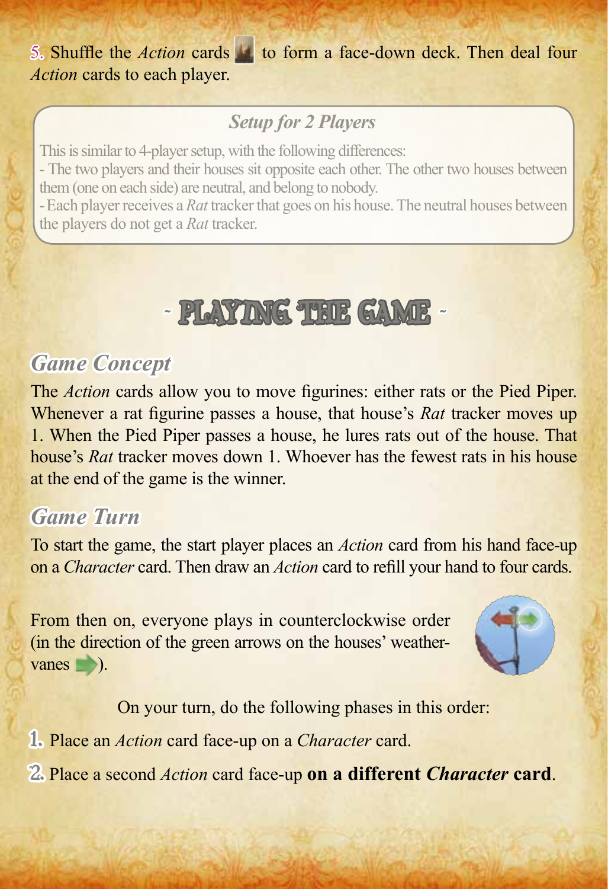5. Shuffle the *Action* cards to form a face-down deck. Then deal four *Action* cards to each player.

### *Setup for 2 Players*

This is similar to 4-player setup, with the following differences:

- The two players and their houses sit opposite each other. The other two houses between them (one on each side) are neutral, and belong to nobody.
- Each player receives a *Rat* tracker that goes on his house. The neutral houses between the players do not get a *Rat* tracker.

# - PLAYING THE GAME -

## *Game Concept*

The *Action* cards allow you to move figurines: either rats or the Pied Piper. Whenever a rat figurine passes a house, that house's *Rat* tracker moves up 1. When the Pied Piper passes a house, he lures rats out of the house. That house's *Rat* tracker moves down 1. Whoever has the fewest rats in his house at the end of the game is the winner.

## *Game Turn*

To start the game, the start player places an *Action* card from his hand face-up on a *Character* card. Then draw an *Action* card to refill your hand to four cards.

From then on, everyone plays in counterclockwise order (in the direction of the green arrows on the houses' weather-vanes).

On your turn, do the following phases in this order:

1. Place an *Action* card face-up on a *Character* card.
2. Place a second *Action* card face-up **on a different *Character* card**.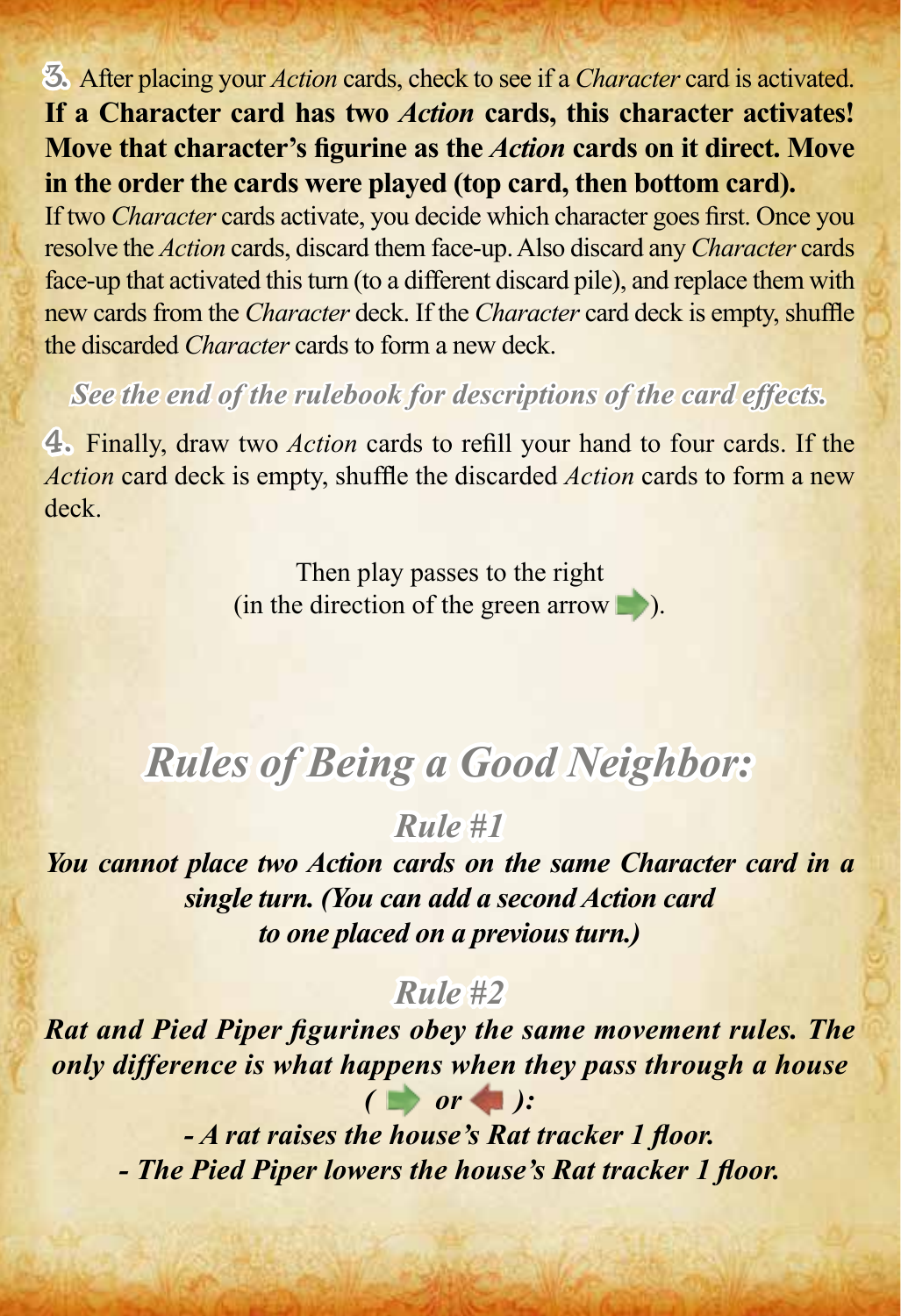3. After placing your *Action* cards, check to see if a *Character* card is activated. **If a Character card has two *Action* cards, this character activates! Move that character's figurine as the *Action* cards on it direct. Move in the order the cards were played (top card, then bottom card).**

If two *Character* cards activate, you decide which character goes first. Once you resolve the *Action* cards, discard them face-up. Also discard any *Character* cards face-up that activated this turn (to a different discard pile), and replace them with new cards from the *Character* deck. If the *Character* card deck is empty, shuffle the discarded *Character* cards to form a new deck.

***See the end of the rulebook for descriptions of the card effects.***

4. Finally, draw two *Action* cards to refill your hand to four cards. If the *Action* card deck is empty, shuffle the discarded *Action* cards to form a new deck.

Then play passes to the right
(in the direction of the green arrow ➡).

## *Rules of Being a Good Neighbor:*

### *Rule #1*

***You cannot place two Action cards on the same Character card in a single turn. (You can add a second Action card to one placed on a previous turn.)***

### *Rule #2*

***Rat and Pied Piper figurines obey the same movement rules. The only difference is what happens when they pass through a house ( ➡ or ⬅ ):***

***- A rat raises the house's Rat tracker 1 floor.***

***- The Pied Piper lowers the house's Rat tracker 1 floor.***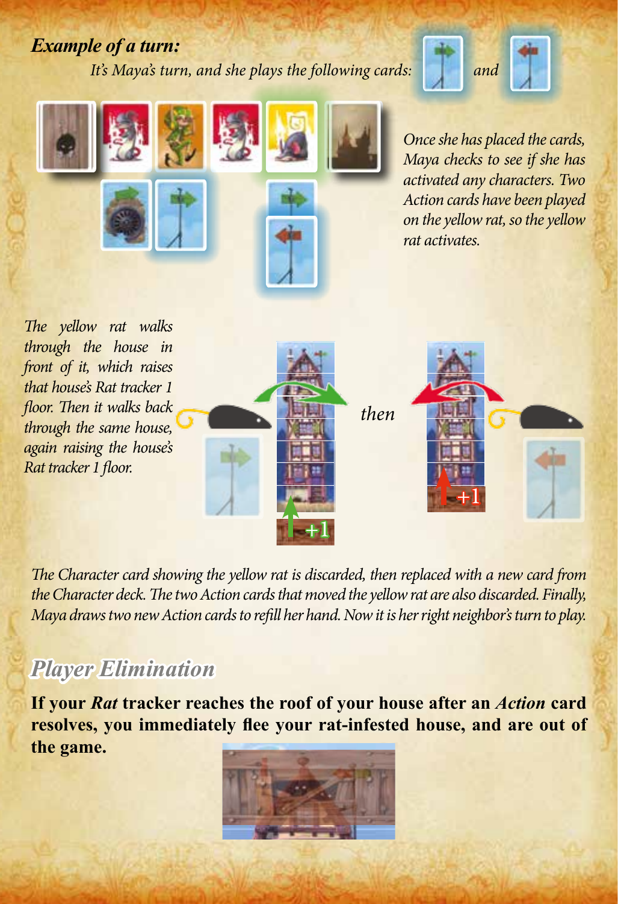***Example of a turn:***

*It's Maya's turn, and she plays the following cards:* and

*Once she has placed the cards, Maya checks to see if she has activated any characters. Two Action cards have been played on the yellow rat, so the yellow rat activates.*

*The yellow rat walks through the house in front of it, which raises that house's Rat tracker 1 floor. Then it walks back through the same house, again raising the house's Rat tracker 1 floor.*

+1 *then* +1

*The Character card showing the yellow rat is discarded, then replaced with a new card from the Character deck. The two Action cards that moved the yellow rat are also discarded. Finally, Maya draws two new Action cards to refill her hand. Now it is her right neighbor's turn to play.*

## *Player Elimination*

**If your *Rat* tracker reaches the roof of your house after an *Action* card resolves, you immediately flee your rat-infested house, and are out of the game.**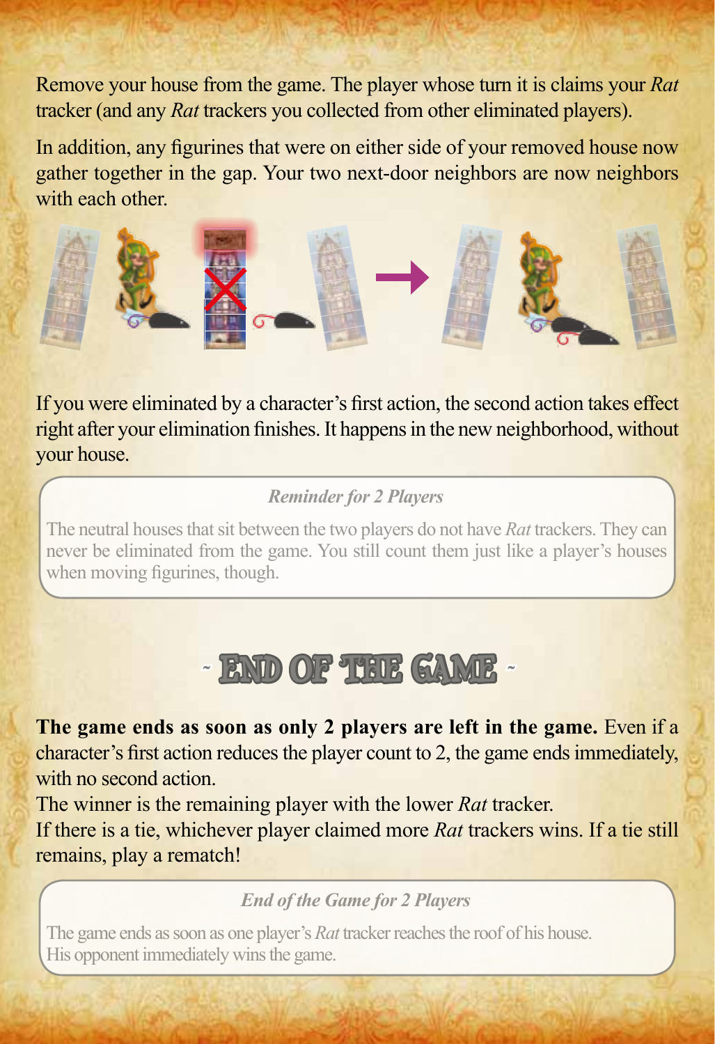Remove your house from the game. The player whose turn it is claims your *Rat* tracker (and any *Rat* trackers you collected from other eliminated players).

In addition, any figurines that were on either side of your removed house now gather together in the gap. Your two next-door neighbors are now neighbors with each other.

If you were eliminated by a character's first action, the second action takes effect right after your elimination finishes. It happens in the new neighborhood, without your house.

> *Reminder for 2 Players*
>
> The neutral houses that sit between the two players do not have *Rat* trackers. They can never be eliminated from the game. You still count them just like a player's houses when moving figurines, though.

## ~ END OF THE GAME ~

**The game ends as soon as only 2 players are left in the game.** Even if a character's first action reduces the player count to 2, the game ends immediately, with no second action.

The winner is the remaining player with the lower *Rat* tracker.

If there is a tie, whichever player claimed more *Rat* trackers wins. If a tie still remains, play a rematch!

> *End of the Game for 2 Players*
>
> The game ends as soon as one player's *Rat* tracker reaches the roof of his house. His opponent immediately wins the game.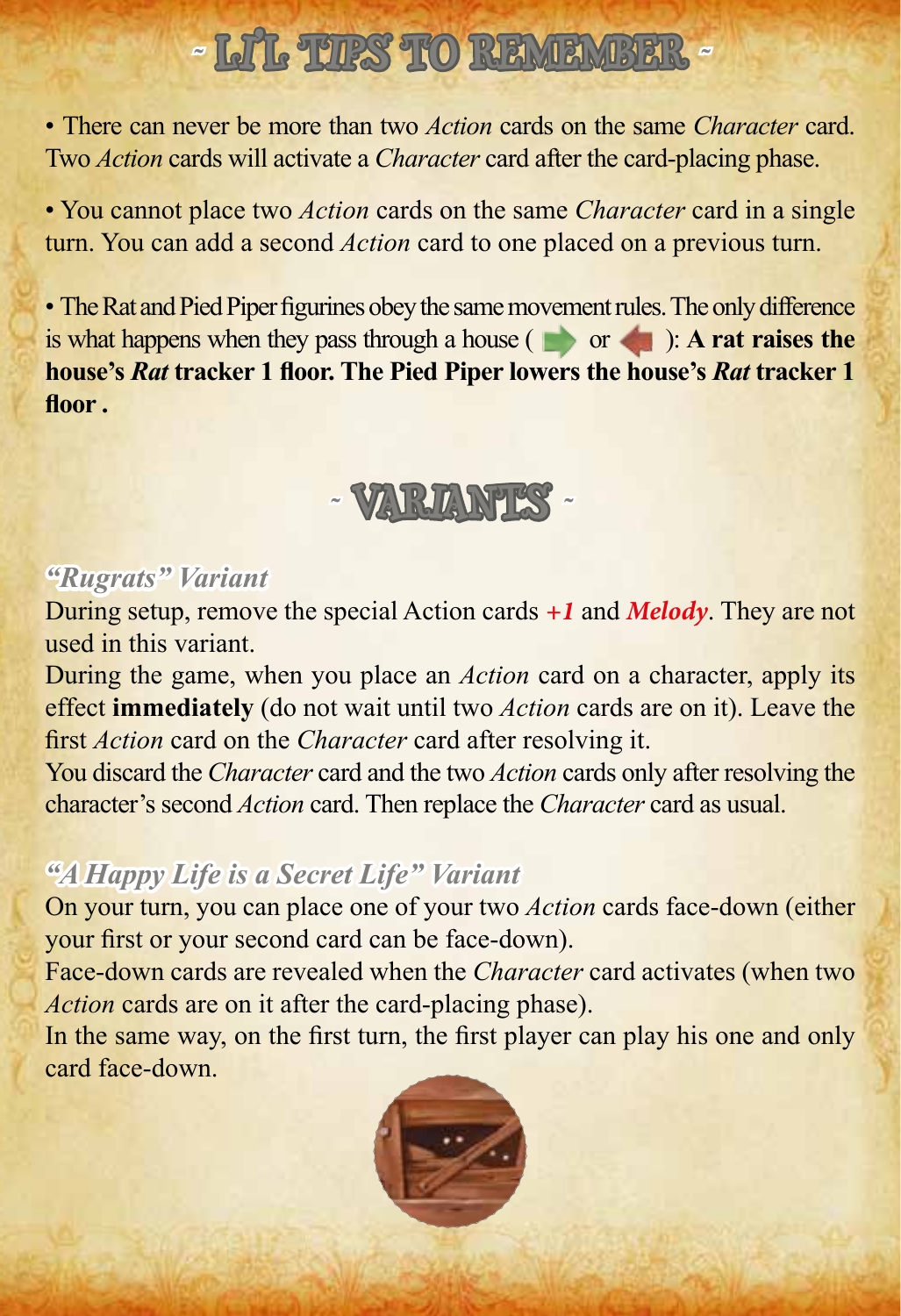# ~ LI'L TIPS TO REMEMBER ~

• There can never be more than two *Action* cards on the same *Character* card. Two *Action* cards will activate a *Character* card after the card-placing phase.

• You cannot place two *Action* cards on the same *Character* card in a single turn. You can add a second *Action* card to one placed on a previous turn.

• The Rat and Pied Piper figurines obey the same movement rules. The only difference is what happens when they pass through a house ( or ): **A rat raises the house's *Rat* tracker 1 floor. The Pied Piper lowers the house's *Rat* tracker 1 floor .**

# ~ VARIANTS ~

### *"Rugrats" Variant*

During setup, remove the special Action cards ***+1*** and ***Melody***. They are not used in this variant.

During the game, when you place an *Action* card on a character, apply its effect **immediately** (do not wait until two *Action* cards are on it). Leave the first *Action* card on the *Character* card after resolving it.

You discard the *Character* card and the two *Action* cards only after resolving the character's second *Action* card. Then replace the *Character* card as usual.

### *"A Happy Life is a Secret Life" Variant*

On your turn, you can place one of your two *Action* cards face-down (either your first or your second card can be face-down).

Face-down cards are revealed when the *Character* card activates (when two *Action* cards are on it after the card-placing phase).

In the same way, on the first turn, the first player can play his one and only card face-down.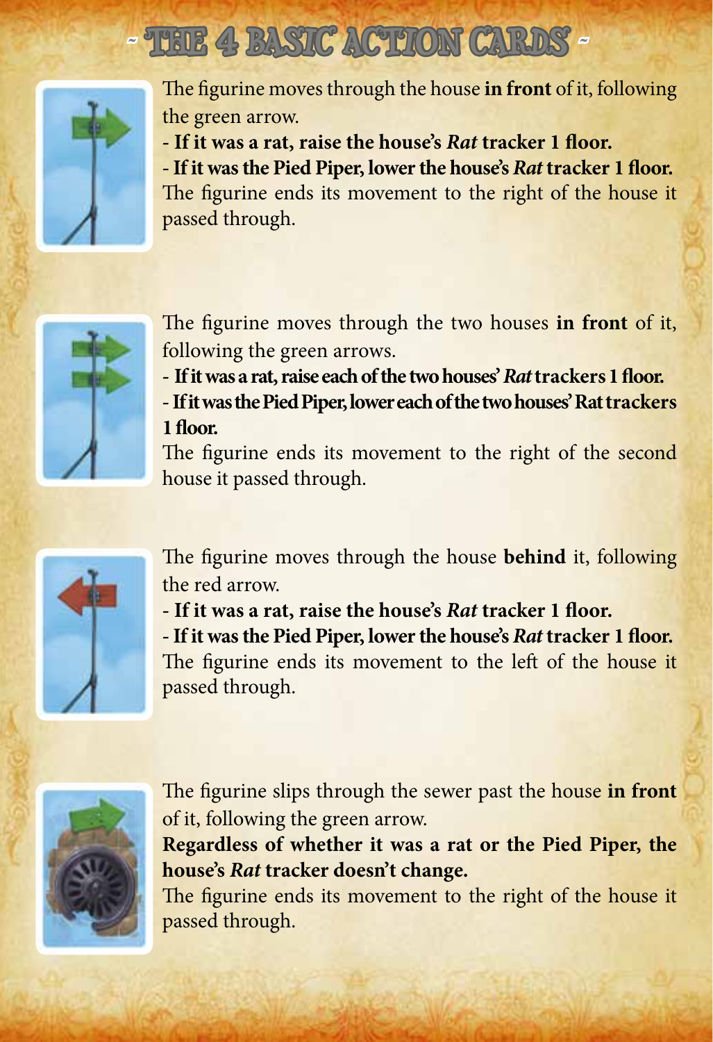# ~ THE 4 BASIC ACTION CARDS ~

The figurine moves through the house **in front** of it, following the green arrow.

**- If it was a rat, raise the house's *Rat* tracker 1 floor.**

**- If it was the Pied Piper, lower the house's *Rat* tracker 1 floor.**

The figurine ends its movement to the right of the house it passed through.

The figurine moves through the two houses **in front** of it, following the green arrows.

**- If it was a rat, raise each of the two houses' *Rat* trackers 1 floor.**

**- If it was the Pied Piper, lower each of the two houses' Rat trackers 1 floor.**

The figurine ends its movement to the right of the second house it passed through.

The figurine moves through the house **behind** it, following the red arrow.

**- If it was a rat, raise the house's *Rat* tracker 1 floor.**

**- If it was the Pied Piper, lower the house's *Rat* tracker 1 floor.**

The figurine ends its movement to the left of the house it passed through.

The figurine slips through the sewer past the house **in front** of it, following the green arrow.

**Regardless of whether it was a rat or the Pied Piper, the house's *Rat* tracker doesn't change.**

The figurine ends its movement to the right of the house it passed through.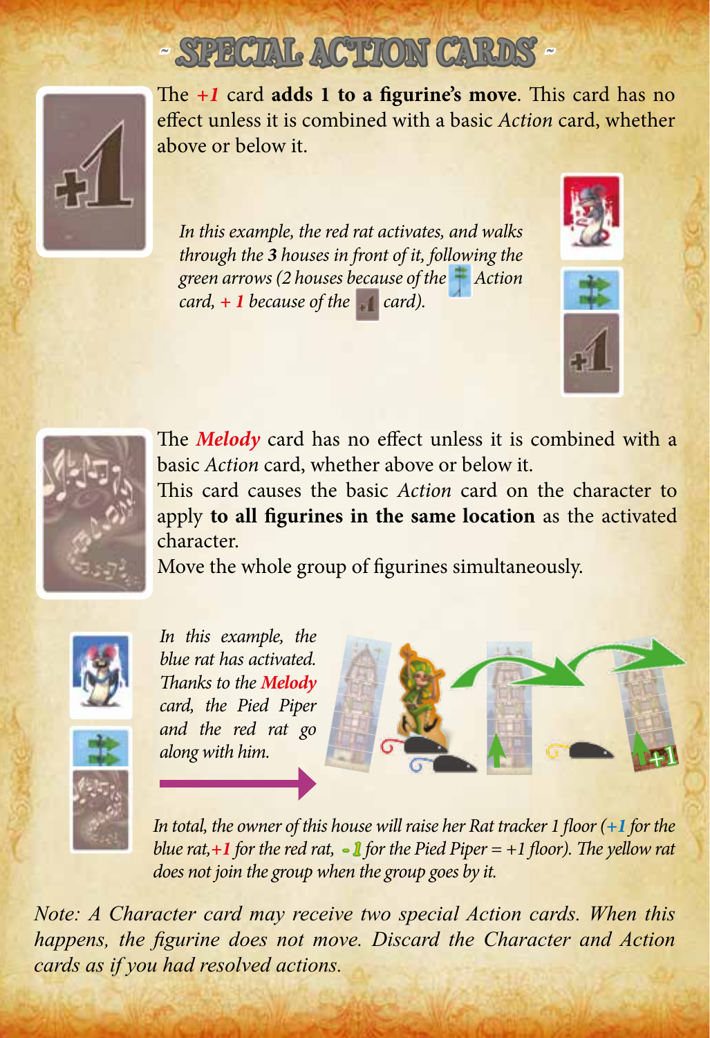# ~ SPECIAL ACTION CARDS ~

The *+1* card **adds 1 to a figurine's move**. This card has no effect unless it is combined with a basic *Action* card, whether above or below it.

*In this example, the red rat activates, and walks through the **3** houses in front of it, following the green arrows (2 houses because of the Action card, + 1 because of the card).*

The ***Melody*** card has no effect unless it is combined with a basic *Action* card, whether above or below it.

This card causes the basic *Action* card on the character to apply **to all figurines in the same location** as the activated character.

Move the whole group of figurines simultaneously.

*In this example, the blue rat has activated. Thanks to the **Melody** card, the Pied Piper and the red rat go along with him.*

*In total, the owner of this house will raise her Rat tracker 1 floor (+1 for the blue rat, +1 for the red rat, -1 for the Pied Piper = +1 floor). The yellow rat does not join the group when the group goes by it.*

*Note: A Character card may receive two special Action cards. When this happens, the figurine does not move. Discard the Character and Action cards as if you had resolved actions.*